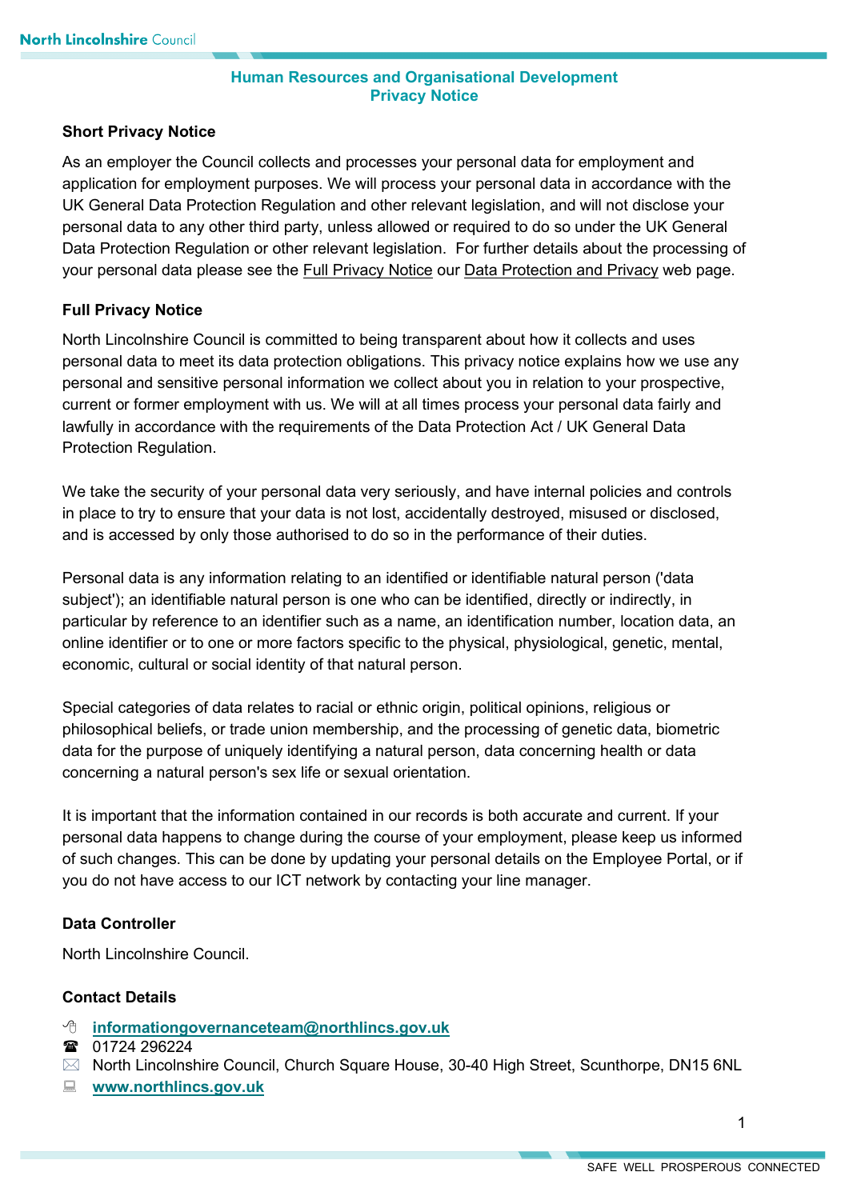# Human Resources and Organisational Development Privacy Notice

## Short Privacy Notice

As an employer the Council collects and processes your personal data for employment and application for employment purposes. We will process your personal data in accordance with the UK General Data Protection Regulation and other relevant legislation, and will not disclose your personal data to any other third party, unless allowed or required to do so under the UK General Data Protection Regulation or other relevant legislation. For further details about the processing of your personal data please see the Full Privacy Notice our Data Protection and Privacy web page.

## Full Privacy Notice

North Lincolnshire Council is committed to being transparent about how it collects and uses personal data to meet its data protection obligations. This privacy notice explains how we use any personal and sensitive personal information we collect about you in relation to your prospective, current or former employment with us. We will at all times process your personal data fairly and lawfully in accordance with the requirements of the Data Protection Act / UK General Data Protection Regulation.

We take the security of your personal data very seriously, and have internal policies and controls in place to try to ensure that your data is not lost, accidentally destroyed, misused or disclosed, and is accessed by only those authorised to do so in the performance of their duties.

Personal data is any information relating to an identified or identifiable natural person ('data subject'); an identifiable natural person is one who can be identified, directly or indirectly, in particular by reference to an identifier such as a name, an identification number, location data, an online identifier or to one or more factors specific to the physical, physiological, genetic, mental, economic, cultural or social identity of that natural person.

Special categories of data relates to racial or ethnic origin, political opinions, religious or philosophical beliefs, or trade union membership, and the processing of genetic data, biometric data for the purpose of uniquely identifying a natural person, data concerning health or data concerning a natural person's sex life or sexual orientation.

It is important that the information contained in our records is both accurate and current. If your personal data happens to change during the course of your employment, please keep us informed of such changes. This can be done by updating your personal details on the Employee Portal, or if you do not have access to our ICT network by contacting your line manager.

## Data Controller

North Lincolnshire Council.

## Contact Details

- **informationgovernanceteam@northlincs.gov.uk**
- 01724 296224
- North Lincolnshire Council, Church Square House, 30-40 High Street, Scunthorpe, DN15 6NL
- **www.northlincs.gov.uk**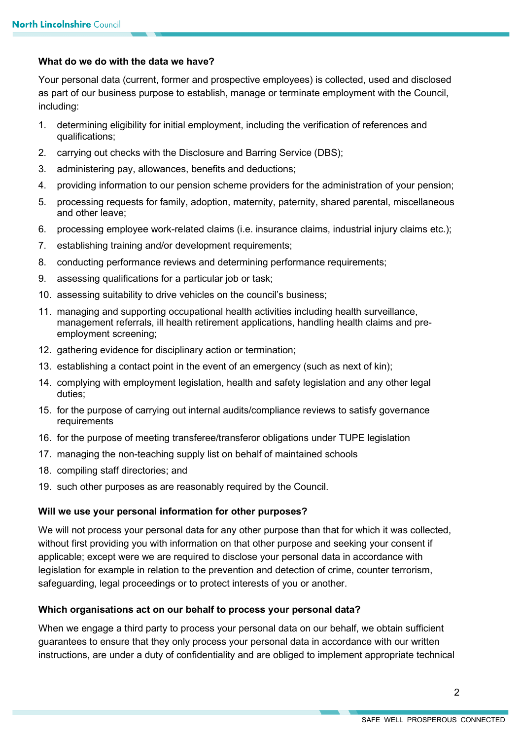**What do we do with the data we have?**

Your personal data (current, former and prospective employees) is collected, used and disclosed as part of our business purpose to establish, manage or terminate employment with the Council, including:

1. determining eligibility for initial employment, including the verification of references and qualifications;
2. carrying out checks with the Disclosure and Barring Service (DBS);
3. administering pay, allowances, benefits and deductions;
4. providing information to our pension scheme providers for the administration of your pension;
5. processing requests for family, adoption, maternity, paternity, shared parental, miscellaneous and other leave;
6. processing employee work-related claims (i.e. insurance claims, industrial injury claims etc.);
7. establishing training and/or development requirements;
8. conducting performance reviews and determining performance requirements;
9. assessing qualifications for a particular job or task;
10. assessing suitability to drive vehicles on the council's business;
11. managing and supporting occupational health activities including health surveillance, management referrals, ill health retirement applications, handling health claims and pre-employment screening;
12. gathering evidence for disciplinary action or termination;
13. establishing a contact point in the event of an emergency (such as next of kin);
14. complying with employment legislation, health and safety legislation and any other legal duties;
15. for the purpose of carrying out internal audits/compliance reviews to satisfy governance requirements
16. for the purpose of meeting transferee/transferor obligations under TUPE legislation
17. managing the non-teaching supply list on behalf of maintained schools
18. compiling staff directories; and
19. such other purposes as are reasonably required by the Council.

**Will we use your personal information for other purposes?**

We will not process your personal data for any other purpose than that for which it was collected, without first providing you with information on that other purpose and seeking your consent if applicable; except were we are required to disclose your personal data in accordance with legislation for example in relation to the prevention and detection of crime, counter terrorism, safeguarding, legal proceedings or to protect interests of you or another.

**Which organisations act on our behalf to process your personal data?**

When we engage a third party to process your personal data on our behalf, we obtain sufficient guarantees to ensure that they only process your personal data in accordance with our written instructions, are under a duty of confidentiality and are obliged to implement appropriate technical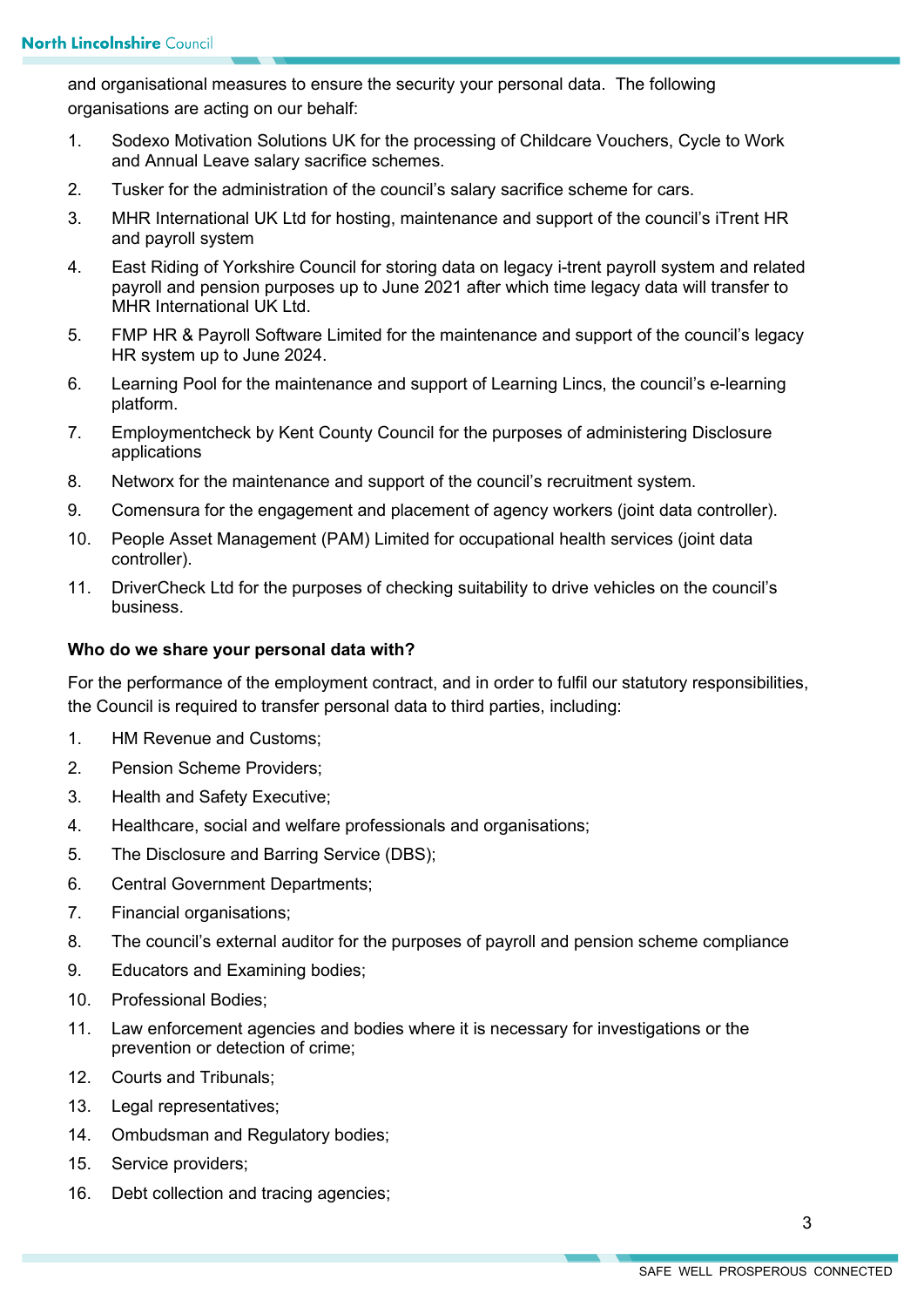and organisational measures to ensure the security your personal data. The following organisations are acting on our behalf:

1. Sodexo Motivation Solutions UK for the processing of Childcare Vouchers, Cycle to Work and Annual Leave salary sacrifice schemes.
2. Tusker for the administration of the council's salary sacrifice scheme for cars.
3. MHR International UK Ltd for hosting, maintenance and support of the council's iTrent HR and payroll system
4. East Riding of Yorkshire Council for storing data on legacy i-trent payroll system and related payroll and pension purposes up to June 2021 after which time legacy data will transfer to MHR International UK Ltd.
5. FMP HR & Payroll Software Limited for the maintenance and support of the council's legacy HR system up to June 2024.
6. Learning Pool for the maintenance and support of Learning Lincs, the council's e-learning platform.
7. Employmentcheck by Kent County Council for the purposes of administering Disclosure applications
8. Networx for the maintenance and support of the council's recruitment system.
9. Comensura for the engagement and placement of agency workers (joint data controller).
10. People Asset Management (PAM) Limited for occupational health services (joint data controller).
11. DriverCheck Ltd for the purposes of checking suitability to drive vehicles on the council's business.

**Who do we share your personal data with?**

For the performance of the employment contract, and in order to fulfil our statutory responsibilities, the Council is required to transfer personal data to third parties, including:

1. HM Revenue and Customs;
2. Pension Scheme Providers;
3. Health and Safety Executive;
4. Healthcare, social and welfare professionals and organisations;
5. The Disclosure and Barring Service (DBS);
6. Central Government Departments;
7. Financial organisations;
8. The council's external auditor for the purposes of payroll and pension scheme compliance
9. Educators and Examining bodies;
10. Professional Bodies;
11. Law enforcement agencies and bodies where it is necessary for investigations or the prevention or detection of crime;
12. Courts and Tribunals;
13. Legal representatives;
14. Ombudsman and Regulatory bodies;
15. Service providers;
16. Debt collection and tracing agencies;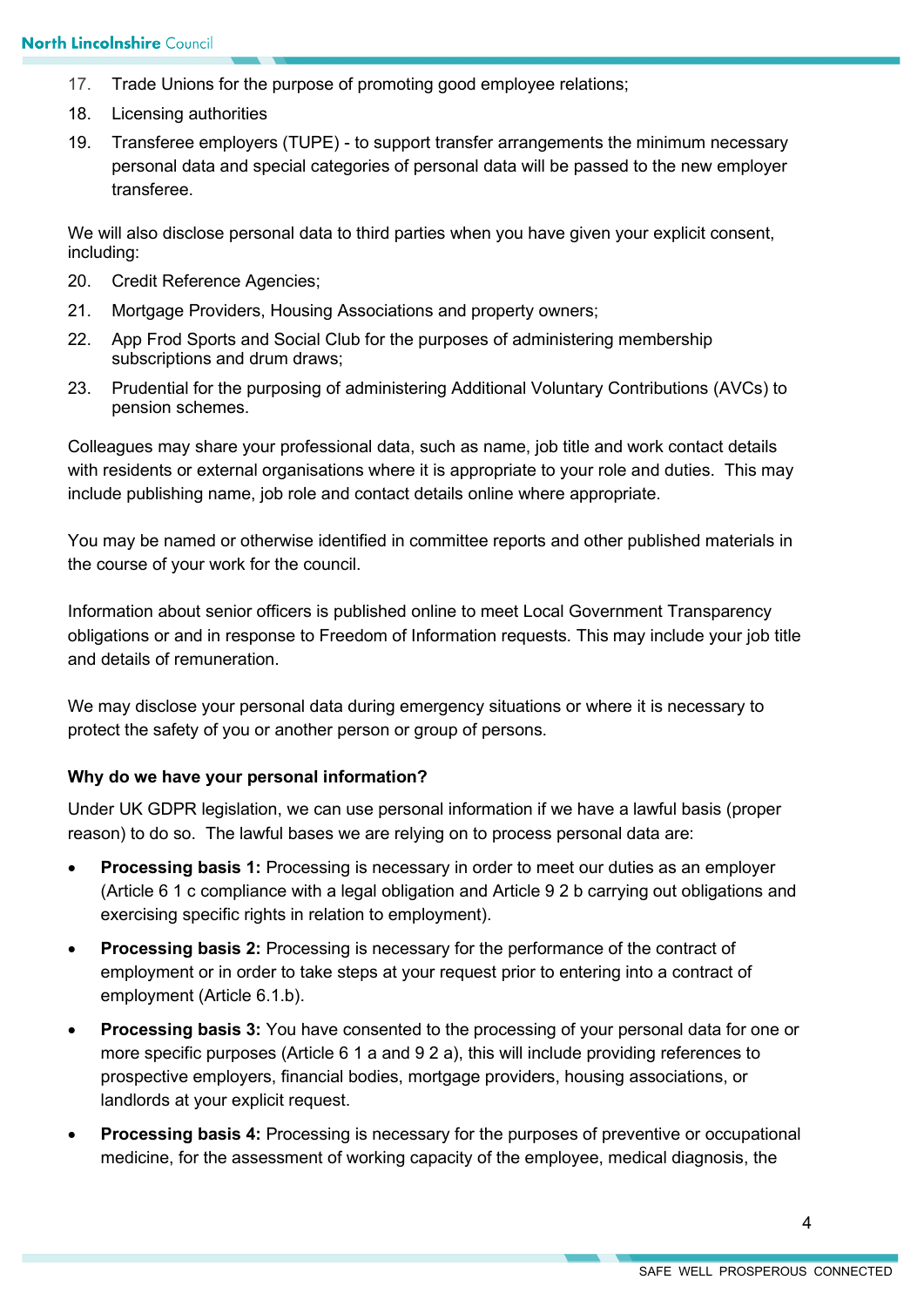17. Trade Unions for the purpose of promoting good employee relations;
18. Licensing authorities
19. Transferee employers (TUPE) - to support transfer arrangements the minimum necessary personal data and special categories of personal data will be passed to the new employer transferee.

We will also disclose personal data to third parties when you have given your explicit consent, including:

20. Credit Reference Agencies;
21. Mortgage Providers, Housing Associations and property owners;
22. App Frod Sports and Social Club for the purposes of administering membership subscriptions and drum draws;
23. Prudential for the purposing of administering Additional Voluntary Contributions (AVCs) to pension schemes.

Colleagues may share your professional data, such as name, job title and work contact details with residents or external organisations where it is appropriate to your role and duties. This may include publishing name, job role and contact details online where appropriate.

You may be named or otherwise identified in committee reports and other published materials in the course of your work for the council.

Information about senior officers is published online to meet Local Government Transparency obligations or and in response to Freedom of Information requests. This may include your job title and details of remuneration.

We may disclose your personal data during emergency situations or where it is necessary to protect the safety of you or another person or group of persons.

**Why do we have your personal information?**

Under UK GDPR legislation, we can use personal information if we have a lawful basis (proper reason) to do so. The lawful bases we are relying on to process personal data are:

- **Processing basis 1:** Processing is necessary in order to meet our duties as an employer (Article 6 1 c compliance with a legal obligation and Article 9 2 b carrying out obligations and exercising specific rights in relation to employment).
- **Processing basis 2:** Processing is necessary for the performance of the contract of employment or in order to take steps at your request prior to entering into a contract of employment (Article 6.1.b).
- **Processing basis 3:** You have consented to the processing of your personal data for one or more specific purposes (Article 6 1 a and 9 2 a), this will include providing references to prospective employers, financial bodies, mortgage providers, housing associations, or landlords at your explicit request.
- **Processing basis 4:** Processing is necessary for the purposes of preventive or occupational medicine, for the assessment of working capacity of the employee, medical diagnosis, the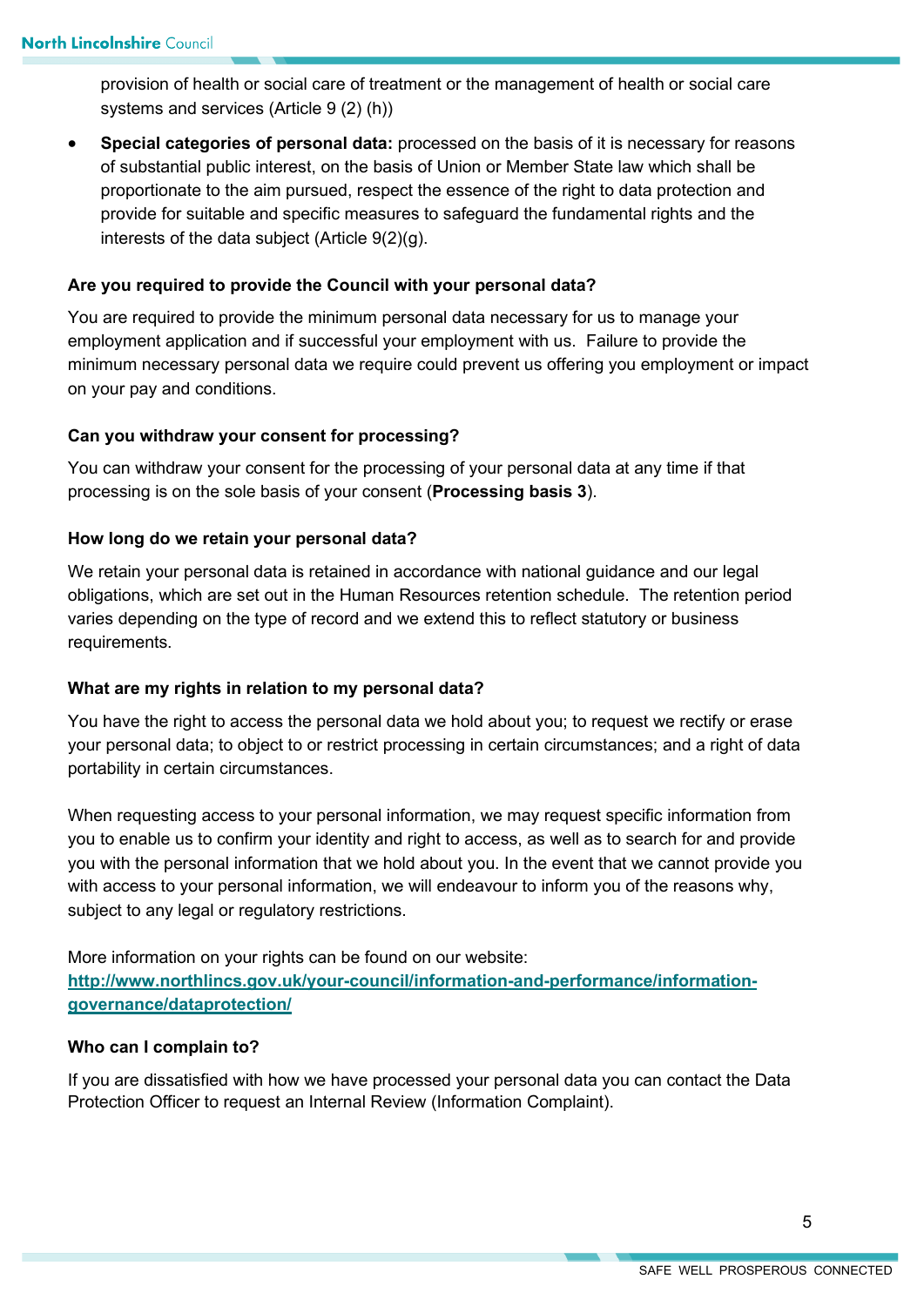provision of health or social care of treatment or the management of health or social care systems and services (Article 9 (2) (h))

- **Special categories of personal data:** processed on the basis of it is necessary for reasons of substantial public interest, on the basis of Union or Member State law which shall be proportionate to the aim pursued, respect the essence of the right to data protection and provide for suitable and specific measures to safeguard the fundamental rights and the interests of the data subject (Article 9(2)(g).

**Are you required to provide the Council with your personal data?**

You are required to provide the minimum personal data necessary for us to manage your employment application and if successful your employment with us. Failure to provide the minimum necessary personal data we require could prevent us offering you employment or impact on your pay and conditions.

**Can you withdraw your consent for processing?**

You can withdraw your consent for the processing of your personal data at any time if that processing is on the sole basis of your consent (**Processing basis 3**).

**How long do we retain your personal data?**

We retain your personal data is retained in accordance with national guidance and our legal obligations, which are set out in the Human Resources retention schedule. The retention period varies depending on the type of record and we extend this to reflect statutory or business requirements.

**What are my rights in relation to my personal data?**

You have the right to access the personal data we hold about you; to request we rectify or erase your personal data; to object to or restrict processing in certain circumstances; and a right of data portability in certain circumstances.

When requesting access to your personal information, we may request specific information from you to enable us to confirm your identity and right to access, as well as to search for and provide you with the personal information that we hold about you. In the event that we cannot provide you with access to your personal information, we will endeavour to inform you of the reasons why, subject to any legal or regulatory restrictions.

More information on your rights can be found on our website:
**http://www.northlincs.gov.uk/your-council/information-and-performance/information-governance/dataprotection/**

**Who can I complain to?**

If you are dissatisfied with how we have processed your personal data you can contact the Data Protection Officer to request an Internal Review (Information Complaint).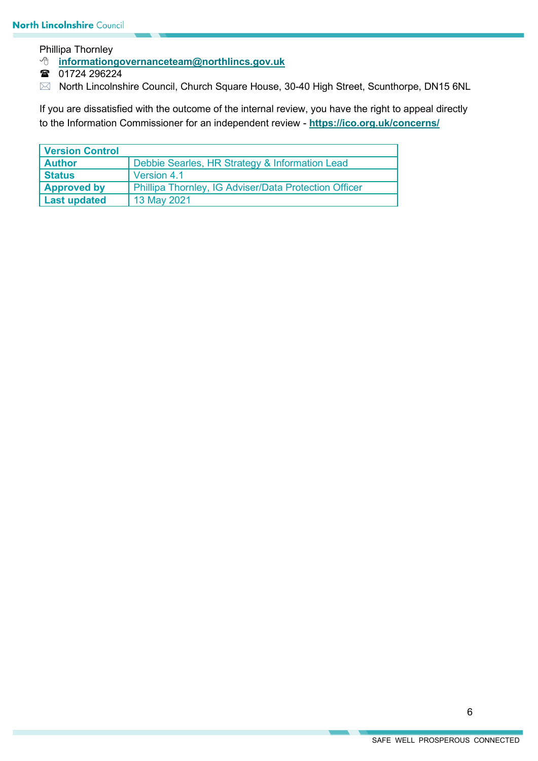Phillipa Thornley

**informationgovernanceteam@northlincs.gov.uk**

01724 296224

North Lincolnshire Council, Church Square House, 30-40 High Street, Scunthorpe, DN15 6NL

If you are dissatisfied with the outcome of the internal review, you have the right to appeal directly to the Information Commissioner for an independent review - **https://ico.org.uk/concerns/**

| **Version Control** | |
|---|---|
| **Author** | Debbie Searles, HR Strategy & Information Lead |
| **Status** | Version 4.1 |
| **Approved by** | Phillipa Thornley, IG Adviser/Data Protection Officer |
| **Last updated** | 13 May 2021 |